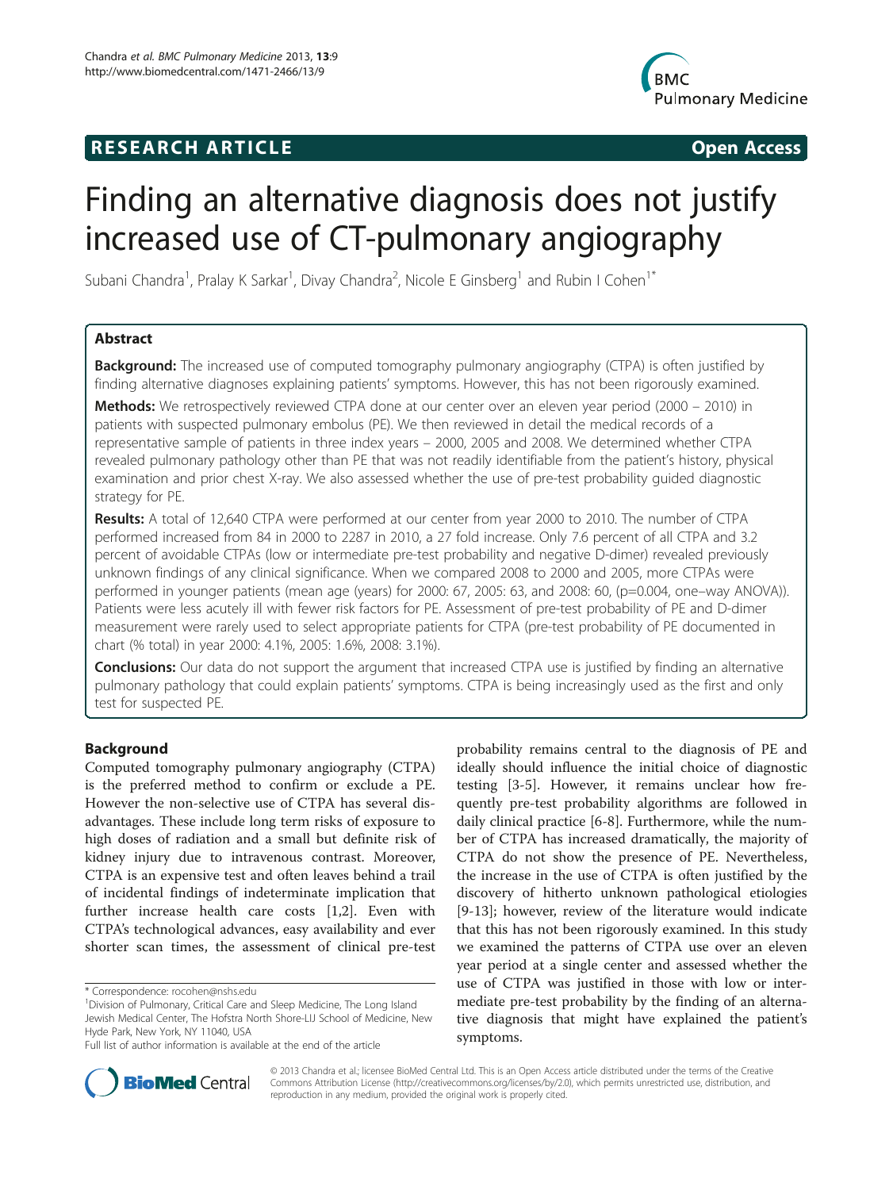**RESEARCH ARTICLE** **Open Access**

# Finding an alternative diagnosis does not justify increased use of CT-pulmonary angiography

Subani Chandra[1], Pralay K Sarkar[1], Divay Chandra[2], Nicole E Ginsberg[1] and Rubin I Cohen[1*]

## Abstract

**Background:** The increased use of computed tomography pulmonary angiography (CTPA) is often justified by finding alternative diagnoses explaining patients' symptoms. However, this has not been rigorously examined.

**Methods:** We retrospectively reviewed CTPA done at our center over an eleven year period (2000 – 2010) in patients with suspected pulmonary embolus (PE). We then reviewed in detail the medical records of a representative sample of patients in three index years – 2000, 2005 and 2008. We determined whether CTPA revealed pulmonary pathology other than PE that was not readily identifiable from the patient's history, physical examination and prior chest X-ray. We also assessed whether the use of pre-test probability guided diagnostic strategy for PE.

**Results:** A total of 12,640 CTPA were performed at our center from year 2000 to 2010. The number of CTPA performed increased from 84 in 2000 to 2287 in 2010, a 27 fold increase. Only 7.6 percent of all CTPA and 3.2 percent of avoidable CTPAs (low or intermediate pre-test probability and negative D-dimer) revealed previously unknown findings of any clinical significance. When we compared 2008 to 2000 and 2005, more CTPAs were performed in younger patients (mean age (years) for 2000: 67, 2005: 63, and 2008: 60, (p=0.004, one–way ANOVA)). Patients were less acutely ill with fewer risk factors for PE. Assessment of pre-test probability of PE and D-dimer measurement were rarely used to select appropriate patients for CTPA (pre-test probability of PE documented in chart (% total) in year 2000: 4.1%, 2005: 1.6%, 2008: 3.1%).

**Conclusions:** Our data do not support the argument that increased CTPA use is justified by finding an alternative pulmonary pathology that could explain patients' symptoms. CTPA is being increasingly used as the first and only test for suspected PE.

## Background

Computed tomography pulmonary angiography (CTPA) is the preferred method to confirm or exclude a PE. However the non-selective use of CTPA has several disadvantages. These include long term risks of exposure to high doses of radiation and a small but definite risk of kidney injury due to intravenous contrast. Moreover, CTPA is an expensive test and often leaves behind a trail of incidental findings of indeterminate implication that further increase health care costs [1,2]. Even with CTPA's technological advances, easy availability and ever shorter scan times, the assessment of clinical pre-test probability remains central to the diagnosis of PE and ideally should influence the initial choice of diagnostic testing [3-5]. However, it remains unclear how frequently pre-test probability algorithms are followed in daily clinical practice [6-8]. Furthermore, while the number of CTPA has increased dramatically, the majority of CTPA do not show the presence of PE. Nevertheless, the increase in the use of CTPA is often justified by the discovery of hitherto unknown pathological etiologies [9-13]; however, review of the literature would indicate that this has not been rigorously examined. In this study we examined the patterns of CTPA use over an eleven year period at a single center and assessed whether the use of CTPA was justified in those with low or intermediate pre-test probability by the finding of an alternative diagnosis that might have explained the patient's symptoms.

\* Correspondence: rocohen@nshs.edu
[1]Division of Pulmonary, Critical Care and Sleep Medicine, The Long Island Jewish Medical Center, The Hofstra North Shore-LIJ School of Medicine, New Hyde Park, New York, NY 11040, USA
Full list of author information is available at the end of the article

© 2013 Chandra et al.; licensee BioMed Central Ltd. This is an Open Access article distributed under the terms of the Creative Commons Attribution License (http://creativecommons.org/licenses/by/2.0), which permits unrestricted use, distribution, and reproduction in any medium, provided the original work is properly cited.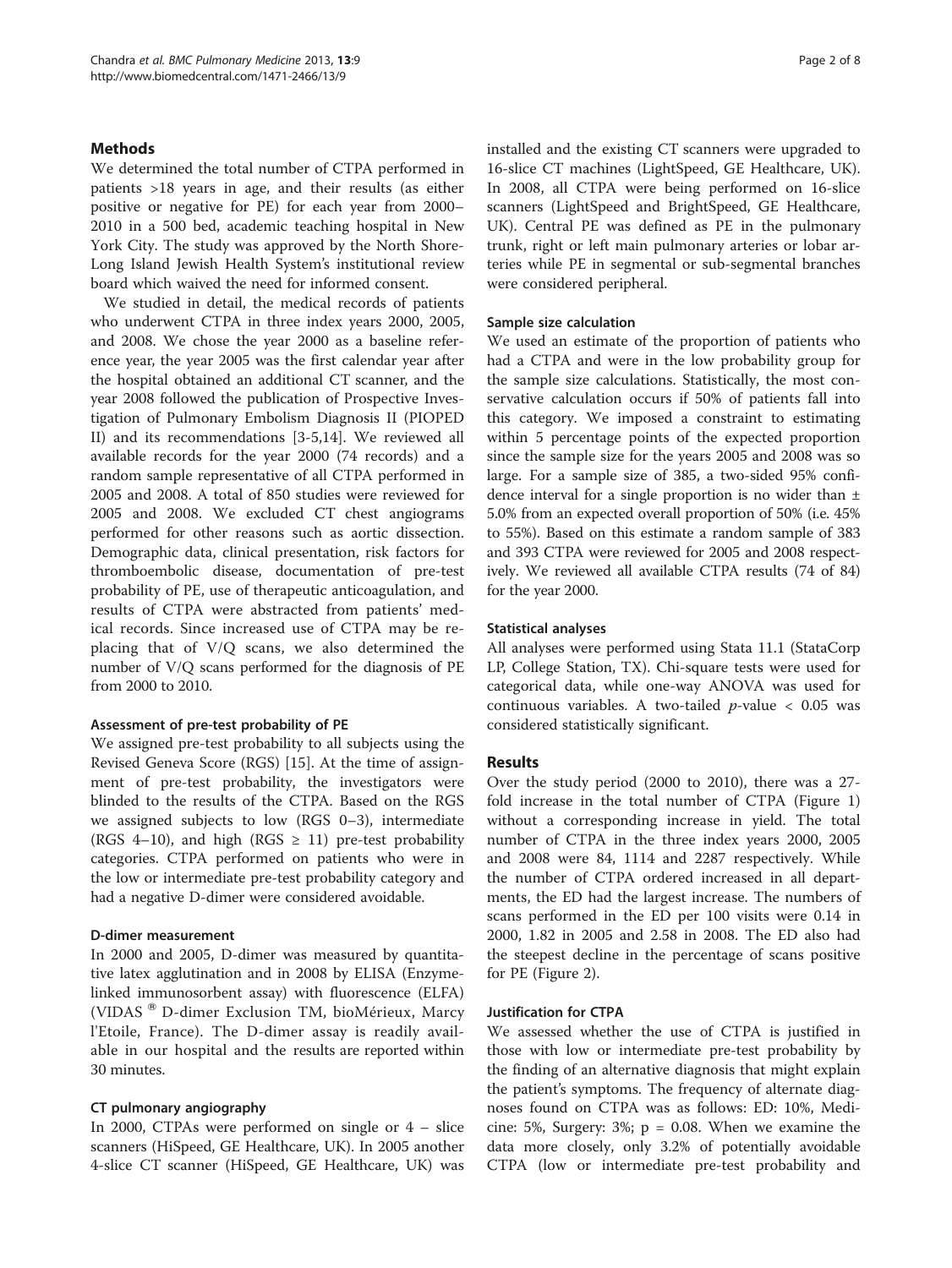## Methods

We determined the total number of CTPA performed in patients >18 years in age, and their results (as either positive or negative for PE) for each year from 2000–2010 in a 500 bed, academic teaching hospital in New York City. The study was approved by the North Shore-Long Island Jewish Health System's institutional review board which waived the need for informed consent.

We studied in detail, the medical records of patients who underwent CTPA in three index years 2000, 2005, and 2008. We chose the year 2000 as a baseline reference year, the year 2005 was the first calendar year after the hospital obtained an additional CT scanner, and the year 2008 followed the publication of Prospective Investigation of Pulmonary Embolism Diagnosis II (PIOPED II) and its recommendations [3-5,14]. We reviewed all available records for the year 2000 (74 records) and a random sample representative of all CTPA performed in 2005 and 2008. A total of 850 studies were reviewed for 2005 and 2008. We excluded CT chest angiograms performed for other reasons such as aortic dissection. Demographic data, clinical presentation, risk factors for thromboembolic disease, documentation of pre-test probability of PE, use of therapeutic anticoagulation, and results of CTPA were abstracted from patients' medical records. Since increased use of CTPA may be replacing that of V/Q scans, we also determined the number of V/Q scans performed for the diagnosis of PE from 2000 to 2010.

### Assessment of pre-test probability of PE

We assigned pre-test probability to all subjects using the Revised Geneva Score (RGS) [15]. At the time of assignment of pre-test probability, the investigators were blinded to the results of the CTPA. Based on the RGS we assigned subjects to low (RGS 0–3), intermediate (RGS 4–10), and high (RGS ≥ 11) pre-test probability categories. CTPA performed on patients who were in the low or intermediate pre-test probability category and had a negative D-dimer were considered avoidable.

### D-dimer measurement

In 2000 and 2005, D-dimer was measured by quantitative latex agglutination and in 2008 by ELISA (Enzyme-linked immunosorbent assay) with fluorescence (ELFA) (VIDAS ® D-dimer Exclusion TM, bioMérieux, Marcy l'Etoile, France). The D-dimer assay is readily available in our hospital and the results are reported within 30 minutes.

### CT pulmonary angiography

In 2000, CTPAs were performed on single or 4 – slice scanners (HiSpeed, GE Healthcare, UK). In 2005 another 4-slice CT scanner (HiSpeed, GE Healthcare, UK) was installed and the existing CT scanners were upgraded to 16-slice CT machines (LightSpeed, GE Healthcare, UK). In 2008, all CTPA were being performed on 16-slice scanners (LightSpeed and BrightSpeed, GE Healthcare, UK). Central PE was defined as PE in the pulmonary trunk, right or left main pulmonary arteries or lobar arteries while PE in segmental or sub-segmental branches were considered peripheral.

### Sample size calculation

We used an estimate of the proportion of patients who had a CTPA and were in the low probability group for the sample size calculations. Statistically, the most conservative calculation occurs if 50% of patients fall into this category. We imposed a constraint to estimating within 5 percentage points of the expected proportion since the sample size for the years 2005 and 2008 was so large. For a sample size of 385, a two-sided 95% confidence interval for a single proportion is no wider than ± 5.0% from an expected overall proportion of 50% (i.e. 45% to 55%). Based on this estimate a random sample of 383 and 393 CTPA were reviewed for 2005 and 2008 respectively. We reviewed all available CTPA results (74 of 84) for the year 2000.

### Statistical analyses

All analyses were performed using Stata 11.1 (StataCorp LP, College Station, TX). Chi-square tests were used for categorical data, while one-way ANOVA was used for continuous variables. A two-tailed $p$-value $< 0.05$ was considered statistically significant.

## Results

Over the study period (2000 to 2010), there was a 27-fold increase in the total number of CTPA (Figure 1) without a corresponding increase in yield. The total number of CTPA in the three index years 2000, 2005 and 2008 were 84, 1114 and 2287 respectively. While the number of CTPA ordered increased in all departments, the ED had the largest increase. The numbers of scans performed in the ED per 100 visits were 0.14 in 2000, 1.82 in 2005 and 2.58 in 2008. The ED also had the steepest decline in the percentage of scans positive for PE (Figure 2).

### Justification for CTPA

We assessed whether the use of CTPA is justified in those with low or intermediate pre-test probability by the finding of an alternative diagnosis that might explain the patient's symptoms. The frequency of alternate diagnoses found on CTPA was as follows: ED: 10%, Medicine: 5%, Surgery: 3%; p = 0.08. When we examine the data more closely, only 3.2% of potentially avoidable CTPA (low or intermediate pre-test probability and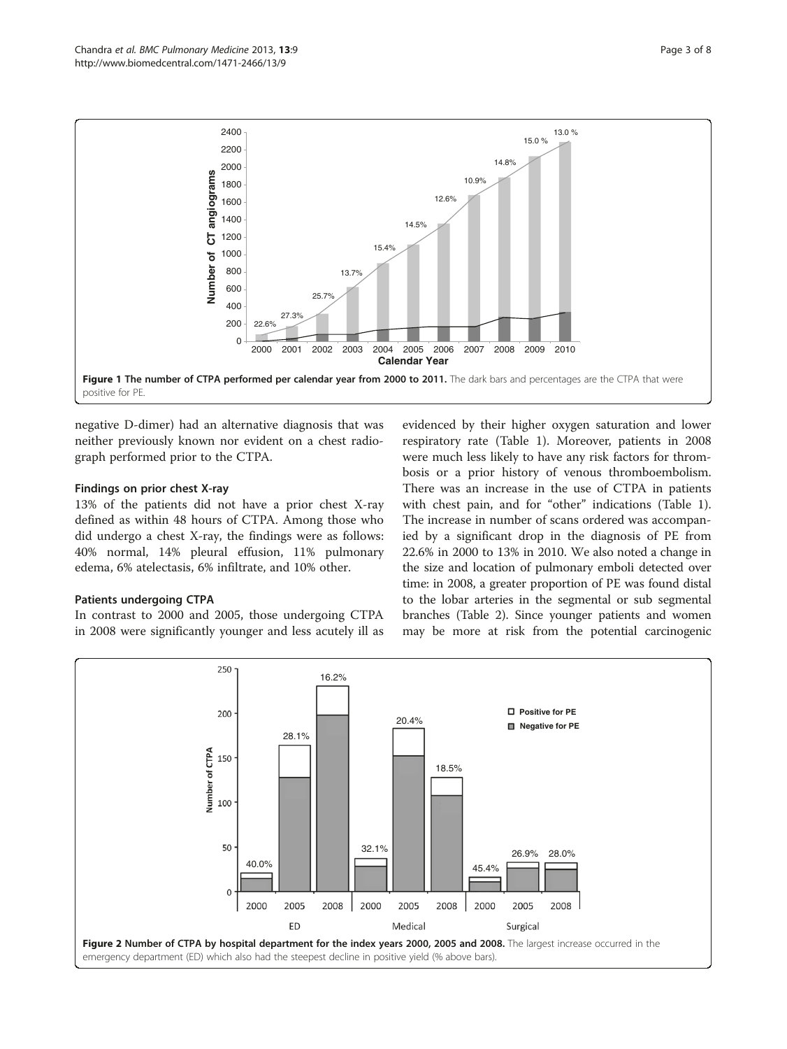Figure 1 The number of CTPA performed per calendar year from 2000 to 2011. The dark bars and percentages are the CTPA that were positive for PE.

negative D-dimer) had an alternative diagnosis that was neither previously known nor evident on a chest radiograph performed prior to the CTPA.

### Findings on prior chest X-ray

13% of the patients did not have a prior chest X-ray defined as within 48 hours of CTPA. Among those who did undergo a chest X-ray, the findings were as follows: 40% normal, 14% pleural effusion, 11% pulmonary edema, 6% atelectasis, 6% infiltrate, and 10% other.

### Patients undergoing CTPA

In contrast to 2000 and 2005, those undergoing CTPA in 2008 were significantly younger and less acutely ill as evidenced by their higher oxygen saturation and lower respiratory rate (Table 1). Moreover, patients in 2008 were much less likely to have any risk factors for thrombosis or a prior history of venous thromboembolism. There was an increase in the use of CTPA in patients with chest pain, and for "other" indications (Table 1). The increase in number of scans ordered was accompanied by a significant drop in the diagnosis of PE from 22.6% in 2000 to 13% in 2010. We also noted a change in the size and location of pulmonary emboli detected over time: in 2008, a greater proportion of PE was found distal to the lobar arteries in the segmental or sub segmental branches (Table 2). Since younger patients and women may be more at risk from the potential carcinogenic

Figure 2 Number of CTPA by hospital department for the index years 2000, 2005 and 2008. The largest increase occurred in the emergency department (ED) which also had the steepest decline in positive yield (% above bars).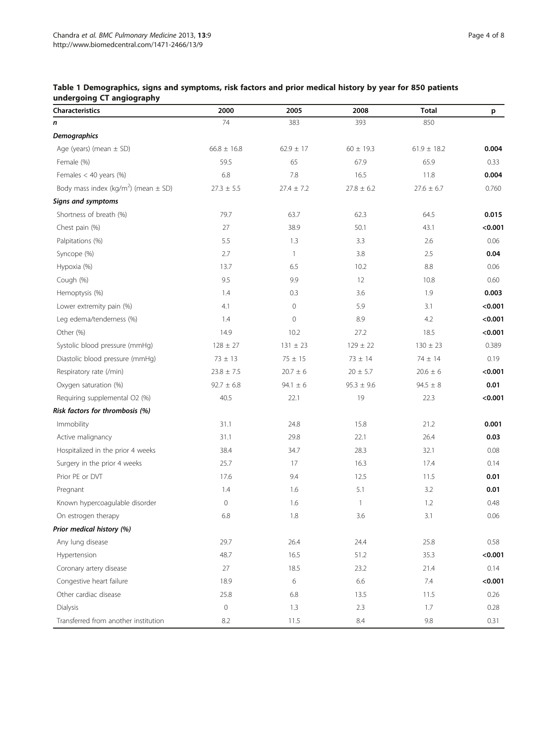**Table 1 Demographics, signs and symptoms, risk factors and prior medical history by year for 850 patients undergoing CT angiography**

| Characteristics | 2000 | 2005 | 2008 | Total | p |
|---|---|---|---|---|---|
| *n* | 74 | 383 | 393 | 850 | |
| ***Demographics*** | | | | | |
| Age (years) (mean ± SD) | 66.8 ± 16.8 | 62.9 ± 17 | 60 ± 19.3 | 61.9 ± 18.2 | **0.004** |
| Female (%) | 59.5 | 65 | 67.9 | 65.9 | 0.33 |
| Females < 40 years (%) | 6.8 | 7.8 | 16.5 | 11.8 | **0.004** |
| Body mass index (kg/m$^2$) (mean ± SD) | 27.3 ± 5.5 | 27.4 ± 7.2 | 27.8 ± 6.2 | 27.6 ± 6.7 | 0.760 |
| ***Signs and symptoms*** | | | | | |
| Shortness of breath (%) | 79.7 | 63.7 | 62.3 | 64.5 | **0.015** |
| Chest pain (%) | 27 | 38.9 | 50.1 | 43.1 | **<0.001** |
| Palpitations (%) | 5.5 | 1.3 | 3.3 | 2.6 | 0.06 |
| Syncope (%) | 2.7 | 1 | 3.8 | 2.5 | **0.04** |
| Hypoxia (%) | 13.7 | 6.5 | 10.2 | 8.8 | 0.06 |
| Cough (%) | 9.5 | 9.9 | 12 | 10.8 | 0.60 |
| Hemoptysis (%) | 1.4 | 0.3 | 3.6 | 1.9 | **0.003** |
| Lower extremity pain (%) | 4.1 | 0 | 5.9 | 3.1 | **<0.001** |
| Leg edema/tenderness (%) | 1.4 | 0 | 8.9 | 4.2 | **<0.001** |
| Other (%) | 14.9 | 10.2 | 27.2 | 18.5 | **<0.001** |
| Systolic blood pressure (mmHg) | 128 ± 27 | 131 ± 23 | 129 ± 22 | 130 ± 23 | 0.389 |
| Diastolic blood pressure (mmHg) | 73 ± 13 | 75 ± 15 | 73 ± 14 | 74 ± 14 | 0.19 |
| Respiratory rate (/min) | 23.8 ± 7.5 | 20.7 ± 6 | 20 ± 5.7 | 20.6 ± 6 | **<0.001** |
| Oxygen saturation (%) | 92.7 ± 6.8 | 94.1 ± 6 | 95.3 ± 9.6 | 94.5 ± 8 | **0.01** |
| Requiring supplemental O2 (%) | 40.5 | 22.1 | 19 | 22.3 | **<0.001** |
| ***Risk factors for thrombosis (%)*** | | | | | |
| Immobility | 31.1 | 24.8 | 15.8 | 21.2 | **0.001** |
| Active malignancy | 31.1 | 29.8 | 22.1 | 26.4 | **0.03** |
| Hospitalized in the prior 4 weeks | 38.4 | 34.7 | 28.3 | 32.1 | 0.08 |
| Surgery in the prior 4 weeks | 25.7 | 17 | 16.3 | 17.4 | 0.14 |
| Prior PE or DVT | 17.6 | 9.4 | 12.5 | 11.5 | **0.01** |
| Pregnant | 1.4 | 1.6 | 5.1 | 3.2 | **0.01** |
| Known hypercoagulable disorder | 0 | 1.6 | 1 | 1.2 | 0.48 |
| On estrogen therapy | 6.8 | 1.8 | 3.6 | 3.1 | 0.06 |
| ***Prior medical history (%)*** | | | | | |
| Any lung disease | 29.7 | 26.4 | 24.4 | 25.8 | 0.58 |
| Hypertension | 48.7 | 16.5 | 51.2 | 35.3 | **<0.001** |
| Coronary artery disease | 27 | 18.5 | 23.2 | 21.4 | 0.14 |
| Congestive heart failure | 18.9 | 6 | 6.6 | 7.4 | **<0.001** |
| Other cardiac disease | 25.8 | 6.8 | 13.5 | 11.5 | 0.26 |
| Dialysis | 0 | 1.3 | 2.3 | 1.7 | 0.28 |
| Transferred from another institution | 8.2 | 11.5 | 8.4 | 9.8 | 0.31 |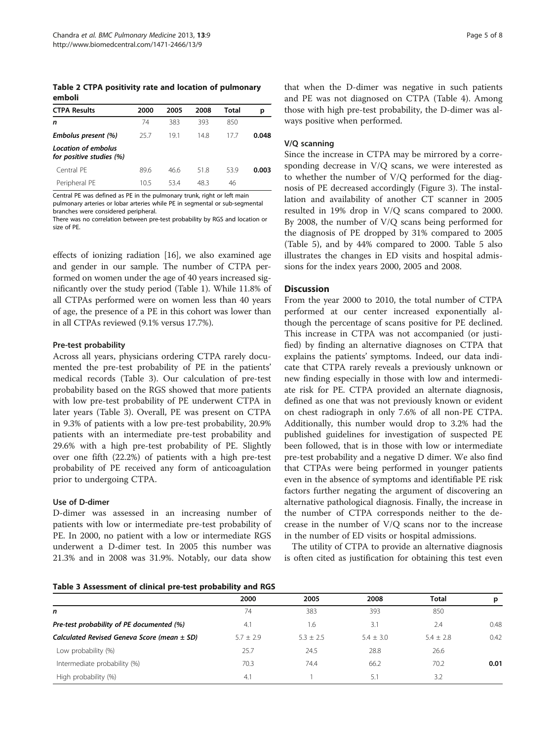**Table 2 CTPA positivity rate and location of pulmonary emboli**

| CTPA Results | 2000 | 2005 | 2008 | Total | p |
|---|---|---|---|---|---|
| ***n*** | 74 | 383 | 393 | 850 | |
| ***Embolus present (%)*** | 25.7 | 19.1 | 14.8 | 17.7 | **0.048** |
| ***Location of embolus for positive studies (%)*** | | | | | |
| Central PE | 89.6 | 46.6 | 51.8 | 53.9 | **0.003** |
| Peripheral PE | 10.5 | 53.4 | 48.3 | 46 | |

Central PE was defined as PE in the pulmonary trunk, right or left main pulmonary arteries or lobar arteries while PE in segmental or sub-segmental branches were considered peripheral.
There was no correlation between pre-test probability by RGS and location or size of PE.

effects of ionizing radiation [16], we also examined age and gender in our sample. The number of CTPA performed on women under the age of 40 years increased significantly over the study period (Table 1). While 11.8% of all CTPAs performed were on women less than 40 years of age, the presence of a PE in this cohort was lower than in all CTPAs reviewed (9.1% versus 17.7%).

### Pre-test probability

Across all years, physicians ordering CTPA rarely documented the pre-test probability of PE in the patients' medical records (Table 3). Our calculation of pre-test probability based on the RGS showed that more patients with low pre-test probability of PE underwent CTPA in later years (Table 3). Overall, PE was present on CTPA in 9.3% of patients with a low pre-test probability, 20.9% patients with an intermediate pre-test probability and 29.6% with a high pre-test probability of PE. Slightly over one fifth (22.2%) of patients with a high pre-test probability of PE received any form of anticoagulation prior to undergoing CTPA.

### Use of D-dimer

D-dimer was assessed in an increasing number of patients with low or intermediate pre-test probability of PE. In 2000, no patient with a low or intermediate RGS underwent a D-dimer test. In 2005 this number was 21.3% and in 2008 was 31.9%. Notably, our data show that when the D-dimer was negative in such patients and PE was not diagnosed on CTPA (Table 4). Among those with high pre-test probability, the D-dimer was always positive when performed.

### V/Q scanning

Since the increase in CTPA may be mirrored by a corresponding decrease in V/Q scans, we were interested as to whether the number of V/Q performed for the diagnosis of PE decreased accordingly (Figure 3). The installation and availability of another CT scanner in 2005 resulted in 19% drop in V/Q scans compared to 2000. By 2008, the number of V/Q scans being performed for the diagnosis of PE dropped by 31% compared to 2005 (Table 5), and by 44% compared to 2000. Table 5 also illustrates the changes in ED visits and hospital admissions for the index years 2000, 2005 and 2008.

## Discussion

From the year 2000 to 2010, the total number of CTPA performed at our center increased exponentially although the percentage of scans positive for PE declined. This increase in CTPA was not accompanied (or justified) by finding an alternative diagnoses on CTPA that explains the patients' symptoms. Indeed, our data indicate that CTPA rarely reveals a previously unknown or new finding especially in those with low and intermediate risk for PE. CTPA provided an alternate diagnosis, defined as one that was not previously known or evident on chest radiograph in only 7.6% of all non-PE CTPA. Additionally, this number would drop to 3.2% had the published guidelines for investigation of suspected PE been followed, that is in those with low or intermediate pre-test probability and a negative D dimer. We also find that CTPAs were being performed in younger patients even in the absence of symptoms and identifiable PE risk factors further negating the argument of discovering an alternative pathological diagnosis. Finally, the increase in the number of CTPA corresponds neither to the decrease in the number of V/Q scans nor to the increase in the number of ED visits or hospital admissions.

The utility of CTPA to provide an alternative diagnosis is often cited as justification for obtaining this test even

**Table 3 Assessment of clinical pre-test probability and RGS**

| | 2000 | 2005 | 2008 | Total | p |
|---|---|---|---|---|---|
| ***n*** | 74 | 383 | 393 | 850 | |
| ***Pre-test probability of PE documented (%)*** | 4.1 | 1.6 | 3.1 | 2.4 | 0.48 |
| ***Calculated Revised Geneva Score (mean ± SD)*** | 5.7 ± 2.9 | 5.3 ± 2.5 | 5.4 ± 3.0 | 5.4 ± 2.8 | 0.42 |
| Low probability (%) | 25.7 | 24.5 | 28.8 | 26.6 | |
| Intermediate probability (%) | 70.3 | 74.4 | 66.2 | 70.2 | **0.01** |
| High probability (%) | 4.1 | 1 | 5.1 | 3.2 | |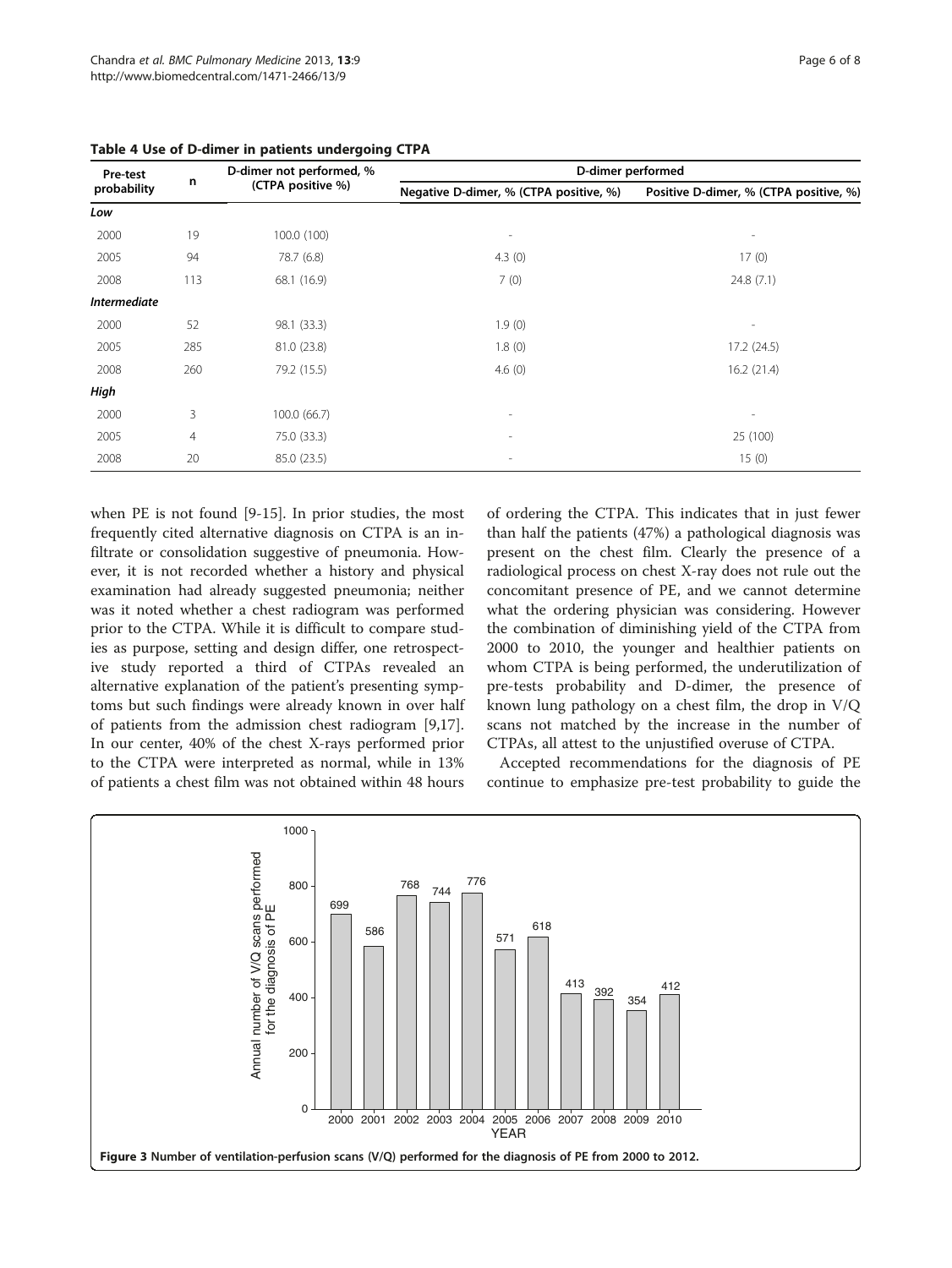**Table 4 Use of D-dimer in patients undergoing CTPA**

| Pre-test probability | n | D-dimer not performed, % (CTPA positive %) | D-dimer performed | |
|---|---|---|---|---|
| | | | Negative D-dimer, % (CTPA positive, %) | Positive D-dimer, % (CTPA positive, %) |
| ***Low*** | | | | |
| 2000 | 19 | 100.0 (100) | - | - |
| 2005 | 94 | 78.7 (6.8) | 4.3 (0) | 17 (0) |
| 2008 | 113 | 68.1 (16.9) | 7 (0) | 24.8 (7.1) |
| ***Intermediate*** | | | | |
| 2000 | 52 | 98.1 (33.3) | 1.9 (0) | - |
| 2005 | 285 | 81.0 (23.8) | 1.8 (0) | 17.2 (24.5) |
| 2008 | 260 | 79.2 (15.5) | 4.6 (0) | 16.2 (21.4) |
| ***High*** | | | | |
| 2000 | 3 | 100.0 (66.7) | - | - |
| 2005 | 4 | 75.0 (33.3) | - | 25 (100) |
| 2008 | 20 | 85.0 (23.5) | - | 15 (0) |

when PE is not found [9-15]. In prior studies, the most frequently cited alternative diagnosis on CTPA is an infiltrate or consolidation suggestive of pneumonia. However, it is not recorded whether a history and physical examination had already suggested pneumonia; neither was it noted whether a chest radiogram was performed prior to the CTPA. While it is difficult to compare studies as purpose, setting and design differ, one retrospective study reported a third of CTPAs revealed an alternative explanation of the patient's presenting symptoms but such findings were already known in over half of patients from the admission chest radiogram [9,17]. In our center, 40% of the chest X-rays performed prior to the CTPA were interpreted as normal, while in 13% of patients a chest film was not obtained within 48 hours of ordering the CTPA. This indicates that in just fewer than half the patients (47%) a pathological diagnosis was present on the chest film. Clearly the presence of a radiological process on chest X-ray does not rule out the concomitant presence of PE, and we cannot determine what the ordering physician was considering. However the combination of diminishing yield of the CTPA from 2000 to 2010, the younger and healthier patients on whom CTPA is being performed, the underutilization of pre-tests probability and D-dimer, the presence of known lung pathology on a chest film, the drop in V/Q scans not matched by the increase in the number of CTPAs, all attest to the unjustified overuse of CTPA.

Accepted recommendations for the diagnosis of PE continue to emphasize pre-test probability to guide the

**Figure 3** Number of ventilation-perfusion scans (V/Q) performed for the diagnosis of PE from 2000 to 2012.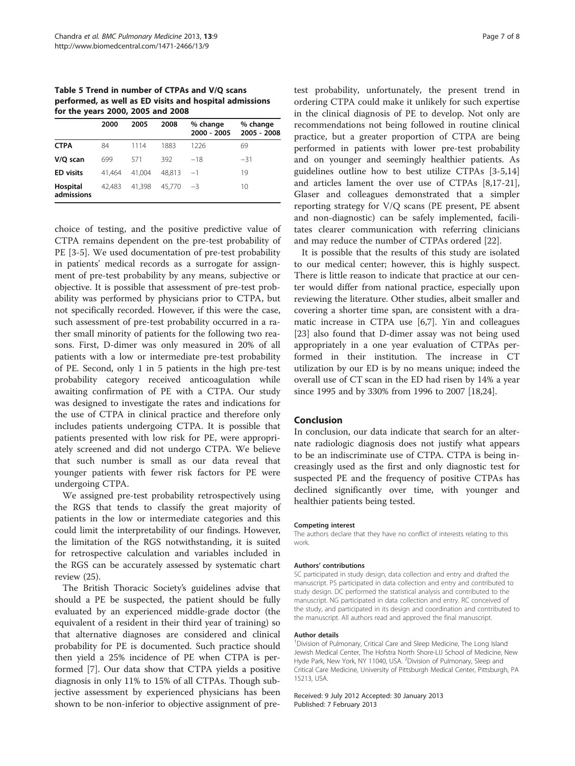**Table 5 Trend in number of CTPAs and V/Q scans performed, as well as ED visits and hospital admissions for the years 2000, 2005 and 2008**

| | 2000 | 2005 | 2008 | % change 2000 - 2005 | % change 2005 - 2008 |
|---|---|---|---|---|---|
| **CTPA** | 84 | 1114 | 1883 | 1226 | 69 |
| **V/Q scan** | 699 | 571 | 392 | −18 | −31 |
| **ED visits** | 41,464 | 41,004 | 48,813 | −1 | 19 |
| **Hospital admissions** | 42,483 | 41,398 | 45,770 | −3 | 10 |

choice of testing, and the positive predictive value of CTPA remains dependent on the pre-test probability of PE [3-5]. We used documentation of pre-test probability in patients' medical records as a surrogate for assignment of pre-test probability by any means, subjective or objective. It is possible that assessment of pre-test probability was performed by physicians prior to CTPA, but not specifically recorded. However, if this were the case, such assessment of pre-test probability occurred in a rather small minority of patients for the following two reasons. First, D-dimer was only measured in 20% of all patients with a low or intermediate pre-test probability of PE. Second, only 1 in 5 patients in the high pre-test probability category received anticoagulation while awaiting confirmation of PE with a CTPA. Our study was designed to investigate the rates and indications for the use of CTPA in clinical practice and therefore only includes patients undergoing CTPA. It is possible that patients presented with low risk for PE, were appropriately screened and did not undergo CTPA. We believe that such number is small as our data reveal that younger patients with fewer risk factors for PE were undergoing CTPA.

We assigned pre-test probability retrospectively using the RGS that tends to classify the great majority of patients in the low or intermediate categories and this could limit the interpretability of our findings. However, the limitation of the RGS notwithstanding, it is suited for retrospective calculation and variables included in the RGS can be accurately assessed by systematic chart review (25).

The British Thoracic Society's guidelines advise that should a PE be suspected, the patient should be fully evaluated by an experienced middle-grade doctor (the equivalent of a resident in their third year of training) so that alternative diagnoses are considered and clinical probability for PE is documented. Such practice should then yield a 25% incidence of PE when CTPA is performed [7]. Our data show that CTPA yields a positive diagnosis in only 11% to 15% of all CTPAs. Though subjective assessment by experienced physicians has been shown to be non-inferior to objective assignment of pre-test probability, unfortunately, the present trend in ordering CTPA could make it unlikely for such expertise in the clinical diagnosis of PE to develop. Not only are recommendations not being followed in routine clinical practice, but a greater proportion of CTPA are being performed in patients with lower pre-test probability and on younger and seemingly healthier patients. As guidelines outline how to best utilize CTPAs [3-5,14] and articles lament the over use of CTPAs [8,17-21], Glaser and colleagues demonstrated that a simpler reporting strategy for V/Q scans (PE present, PE absent and non-diagnostic) can be safely implemented, facilitates clearer communication with referring clinicians and may reduce the number of CTPAs ordered [22].

It is possible that the results of this study are isolated to our medical center; however, this is highly suspect. There is little reason to indicate that practice at our center would differ from national practice, especially upon reviewing the literature. Other studies, albeit smaller and covering a shorter time span, are consistent with a dramatic increase in CTPA use [6,7]. Yin and colleagues [23] also found that D-dimer assay was not being used appropriately in a one year evaluation of CTPAs performed in their institution. The increase in CT utilization by our ED is by no means unique; indeed the overall use of CT scan in the ED had risen by 14% a year since 1995 and by 330% from 1996 to 2007 [18,24].

## Conclusion

In conclusion, our data indicate that search for an alternate radiologic diagnosis does not justify what appears to be an indiscriminate use of CTPA. CTPA is being increasingly used as the first and only diagnostic test for suspected PE and the frequency of positive CTPAs has declined significantly over time, with younger and healthier patients being tested.

#### Competing interest

The authors declare that they have no conflict of interests relating to this work.

#### Authors' contributions

SC participated in study design, data collection and entry and drafted the manuscript. PS participated in data collection and entry and contributed to study design. DC performed the statistical analysis and contributed to the manuscript. NG participated in data collection and entry. RC conceived of the study, and participated in its design and coordination and contributed to the manuscript. All authors read and approved the final manuscript.

#### Author details

[1]Division of Pulmonary, Critical Care and Sleep Medicine, The Long Island Jewish Medical Center, The Hofstra North Shore-LIJ School of Medicine, New Hyde Park, New York, NY 11040, USA. [2]Division of Pulmonary, Sleep and Critical Care Medicine, University of Pittsburgh Medical Center, Pittsburgh, PA 15213, USA.

Received: 9 July 2012 Accepted: 30 January 2013
Published: 7 February 2013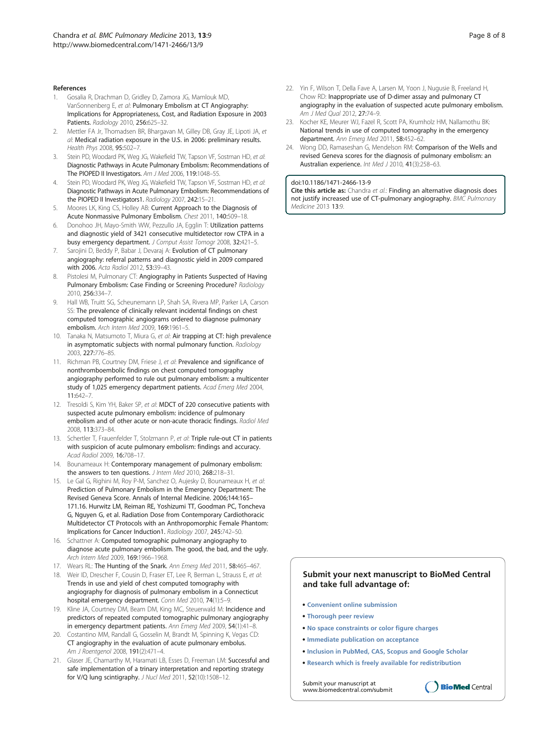## References

1. Gosalia R, Drachman D, Gridley D, Zamora JG, Mamlouk MD, VanSonnenberg E, *et al*: **Pulmonary Embolism at CT Angiography: Implications for Appropriateness, Cost, and Radiation Exposure in 2003 Patients.** *Radiology* 2010, **256:**625–32.
2. Mettler FA Jr, Thomadsen BR, Bhargavan M, Gilley DB, Gray JE, Lipoti JA, *et al*: **Medical radiation exposure in the U.S. in 2006: preliminary results.** *Health Phys* 2008, **95:**502–7.
3. Stein PD, Woodard PK, Weg JG, Wakefield TW, Tapson VF, Sostman HD, *et al*: **Diagnostic Pathways in Acute Pulmonary Embolism: Recommendations of The PIOPED II Investigators.** *Am J Med* 2006, **119:**1048–55.
4. Stein PD, Woodard PK, Weg JG, Wakefield TW, Tapson VF, Sostman HD, *et al*: **Diagnostic Pathways in Acute Pulmonary Embolism: Recommendations of the PIOPED II Investigators1.** *Radiology* 2007, **242:**15–21.
5. Moores LK, King CS, Holley AB: **Current Approach to the Diagnosis of Acute Nonmassive Pulmonary Embolism.** *Chest* 2011, **140:**509–18.
6. Donohoo JH, Mayo-Smith WW, Pezzullo JA, Egglin T: **Utilization patterns and diagnostic yield of 3421 consecutive multidetector row CTPA in a busy emergency department.** *J Comput Assist Tomogr* 2008, **32:**421–5.
7. Sarojini D, Beddy P, Babar J, Devaraj A: **Evolution of CT pulmonary angiography: referral patterns and diagnostic yield in 2009 compared with 2006.** *Acta Radiol* 2012, **53:**39–43.
8. Pistolesi M, Pulmonary CT: **Angiography in Patients Suspected of Having Pulmonary Embolism: Case Finding or Screening Procedure?** *Radiology* 2010, **256:**334–7.
9. Hall WB, Truitt SG, Scheunemann LP, Shah SA, Rivera MP, Parker LA, Carson SS: **The prevalence of clinically relevant incidental findings on chest computed tomographic angiograms ordered to diagnose pulmonary embolism.** *Arch Intern Med* 2009, **169:**1961–5.
10. Tanaka N, Matsumoto T, Miura G, *et al*: **Air trapping at CT: high prevalence in asymptomatic subjects with normal pulmonary function.** *Radiology* 2003, **227:**776–85.
11. Richman PB, Courtney DM, Friese J, *et al*: **Prevalence and significance of nonthromboembolic findings on chest computed tomography angiography performed to rule out pulmonary embolism: a multicenter study of 1,025 emergency department patients.** *Acad Emerg Med* 2004, **11:**642–7.
12. Tresoldi S, Kim YH, Baker SP, *et al*: **MDCT of 220 consecutive patients with suspected acute pulmonary embolism: incidence of pulmonary embolism and of other acute or non-acute thoracic findings.** *Radiol Med* 2008, **113:**373–84.
13. Schertler T, Frauenfelder T, Stolzmann P, *et al*: **Triple rule-out CT in patients with suspicion of acute pulmonary embolism: findings and accuracy.** *Acad Radiol* 2009, **16:**708–17.
14. Bounameaux H: **Contemporary management of pulmonary embolism: the answers to ten questions.** *J Intern Med* 2010, **268:**218–31.
15. Le Gal G, Righini M, Roy P-M, Sanchez O, Aujesky D, Bounameaux H, *et al*: **Prediction of Pulmonary Embolism in the Emergency Department: The Revised Geneva Score.** Annals of Internal Medicine. 2006;144:165–171.16. Hurwitz LM, Reiman RE, Yoshizumi TT, Goodman PC, Toncheva G, Nguyen G, et al. Radiation Dose from Contemporary Cardiothoracic Multidetector CT Protocols with an Anthropomorphic Female Phantom: Implications for Cancer Induction1. *Radiology* 2007, **245:**742–50.
16. Schattner A: **Computed tomographic pulmonary angiography to diagnose acute pulmonary embolism. The good, the bad, and the ugly.** *Arch Intern Med* 2009, **169:**1966–1968.
17. Wears RL: **The Hunting of the Snark.** *Ann Emerg Med* 2011, **58:**465–467.
18. Weir ID, Drescher F, Cousin D, Fraser ET, Lee R, Berman L, Strauss E, *et al*: **Trends in use and yield of chest computed tomography with angiography for diagnosis of pulmonary embolism in a Connecticut hospital emergency department.** *Conn Med* 2010, **74**(1):5–9.
19. Kline JA, Courtney DM, Beam DM, King MC, Steuerwald M: **Incidence and predictors of repeated computed tomographic pulmonary angiography in emergency department patients.** *Ann Emerg Med* 2009, **54**(1):41–8.
20. Costantino MM, Randall G, Gosselin M, Brandt M, Spinning K, Vegas CD: **CT angiography in the evaluation of acute pulmonary embolus.** *Am J Roentgenol* 2008, **191**(2):471–4.
21. Glaser JE, Chamarthy M, Haramati LB, Esses D, Freeman LM: **Successful and safe implementation of a trinary interpretation and reporting strategy for V/Q lung scintigraphy.** *J Nucl Med* 2011, **52**(10):1508–12.
22. Yin F, Wilson T, Della Fave A, Larsen M, Yoon J, Nugusie B, Freeland H, Chow RD: **Inappropriate use of D-dimer assay and pulmonary CT angiography in the evaluation of suspected acute pulmonary embolism.** *Am J Med Qual* 2012, **27:**74–9.
23. Kocher KE, Meurer WJ, Fazel R, Scott PA, Krumholz HM, Nallamothu BK: **National trends in use of computed tomography in the emergency department.** *Ann Emerg Med* 2011, **58:**452–62.
24. Wong DD, Ramaseshan G, Mendelson RM: **Comparison of the Wells and revised Geneva scores for the diagnosis of pulmonary embolism: an Australian experience.** *Int Med J* 2010, **41**(3):258–63.

doi:10.1186/1471-2466-13-9

**Cite this article as:** Chandra *et al.*: Finding an alternative diagnosis does not justify increased use of CT-pulmonary angiography. *BMC Pulmonary Medicine* 2013 **13**:9.

**Submit your next manuscript to BioMed Central and take full advantage of:**

- Convenient online submission
- Thorough peer review
- No space constraints or color figure charges
- Immediate publication on acceptance
- Inclusion in PubMed, CAS, Scopus and Google Scholar
- Research which is freely available for redistribution

Submit your manuscript at www.biomedcentral.com/submit

BioMed Central